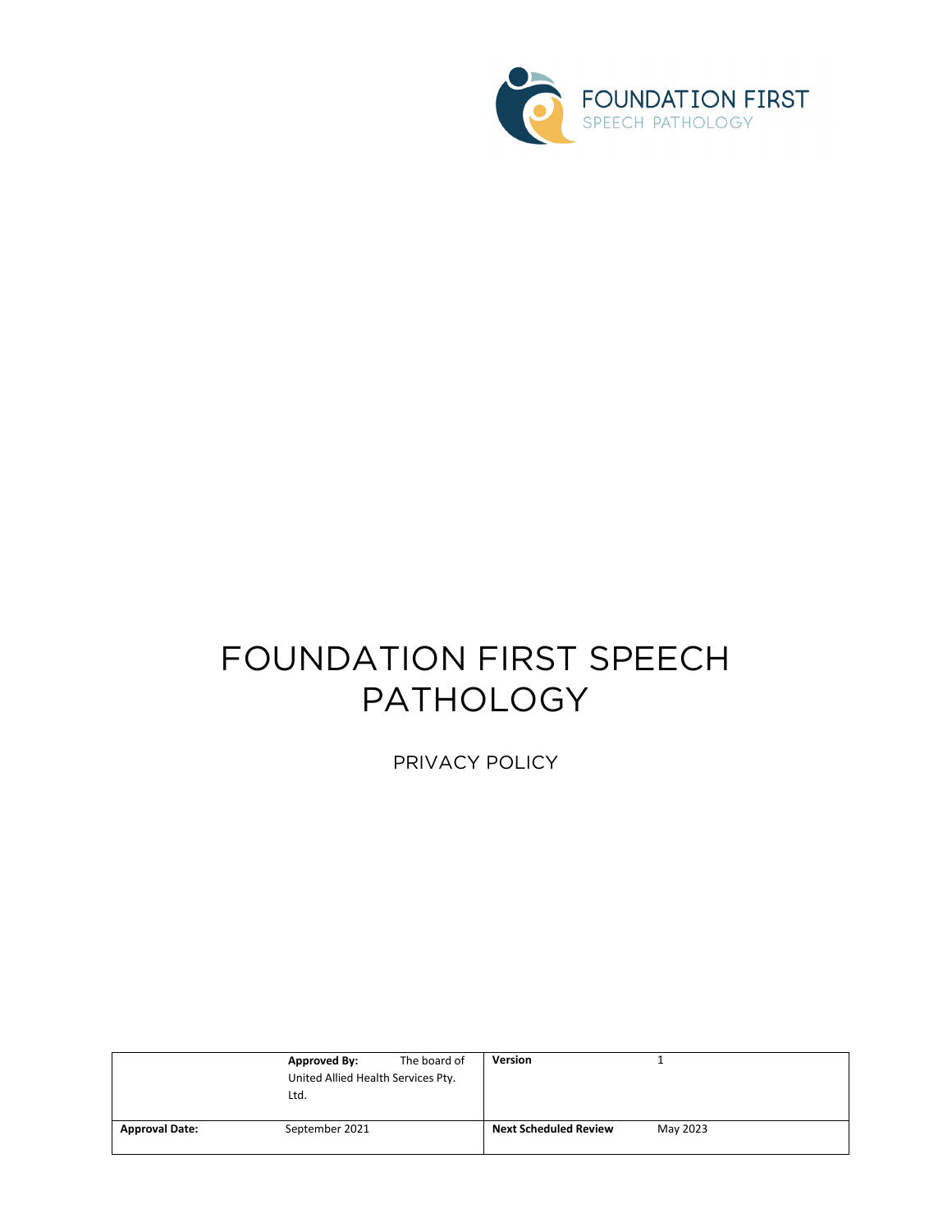FOUNDATION FIRST
SPEECH PATHOLOGY

# FOUNDATION FIRST SPEECH PATHOLOGY

PRIVACY POLICY

| | **Approved By:** The board of United Allied Health Services Pty. Ltd. | **Version** | 1 |
|---|---|---|---|
| **Approval Date:** | September 2021 | **Next Scheduled Review** | May 2023 |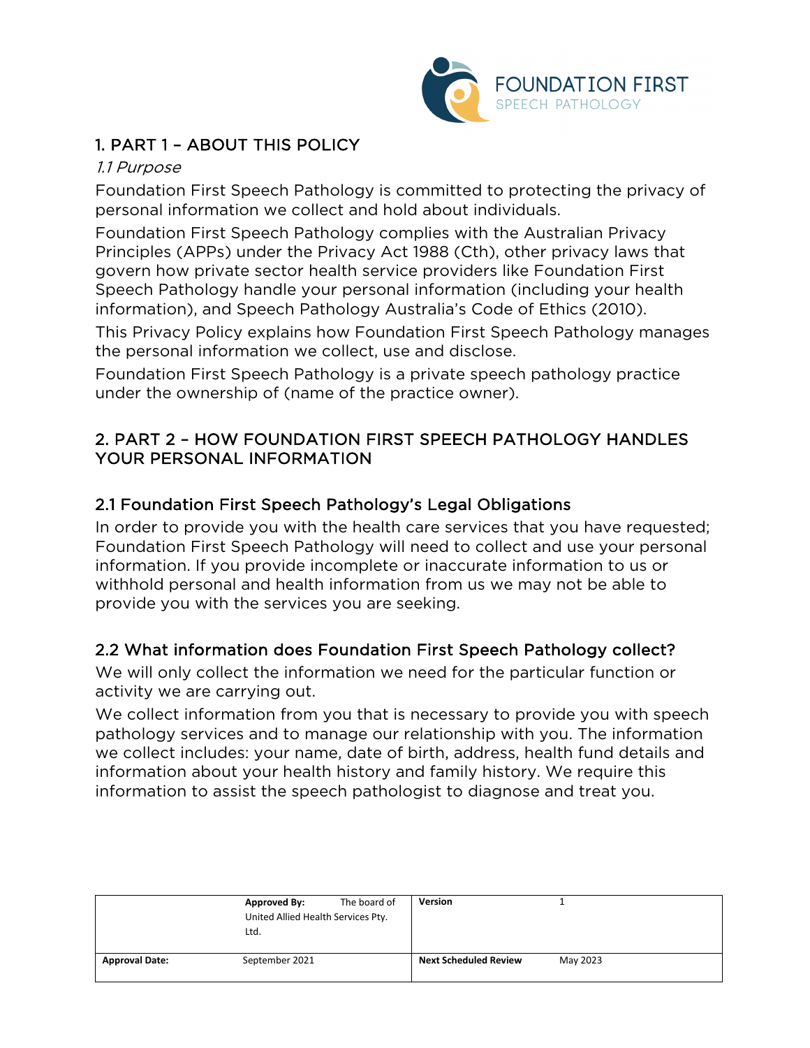## 1. PART 1 – ABOUT THIS POLICY

*1.1 Purpose*

Foundation First Speech Pathology is committed to protecting the privacy of personal information we collect and hold about individuals.

Foundation First Speech Pathology complies with the Australian Privacy Principles (APPs) under the Privacy Act 1988 (Cth), other privacy laws that govern how private sector health service providers like Foundation First Speech Pathology handle your personal information (including your health information), and Speech Pathology Australia's Code of Ethics (2010).

This Privacy Policy explains how Foundation First Speech Pathology manages the personal information we collect, use and disclose.

Foundation First Speech Pathology is a private speech pathology practice under the ownership of (name of the practice owner).

## 2. PART 2 – HOW FOUNDATION FIRST SPEECH PATHOLOGY HANDLES YOUR PERSONAL INFORMATION

### 2.1 Foundation First Speech Pathology's Legal Obligations

In order to provide you with the health care services that you have requested; Foundation First Speech Pathology will need to collect and use your personal information. If you provide incomplete or inaccurate information to us or withhold personal and health information from us we may not be able to provide you with the services you are seeking.

### 2.2 What information does Foundation First Speech Pathology collect?

We will only collect the information we need for the particular function or activity we are carrying out.

We collect information from you that is necessary to provide you with speech pathology services and to manage our relationship with you. The information we collect includes: your name, date of birth, address, health fund details and information about your health history and family history. We require this information to assist the speech pathologist to diagnose and treat you.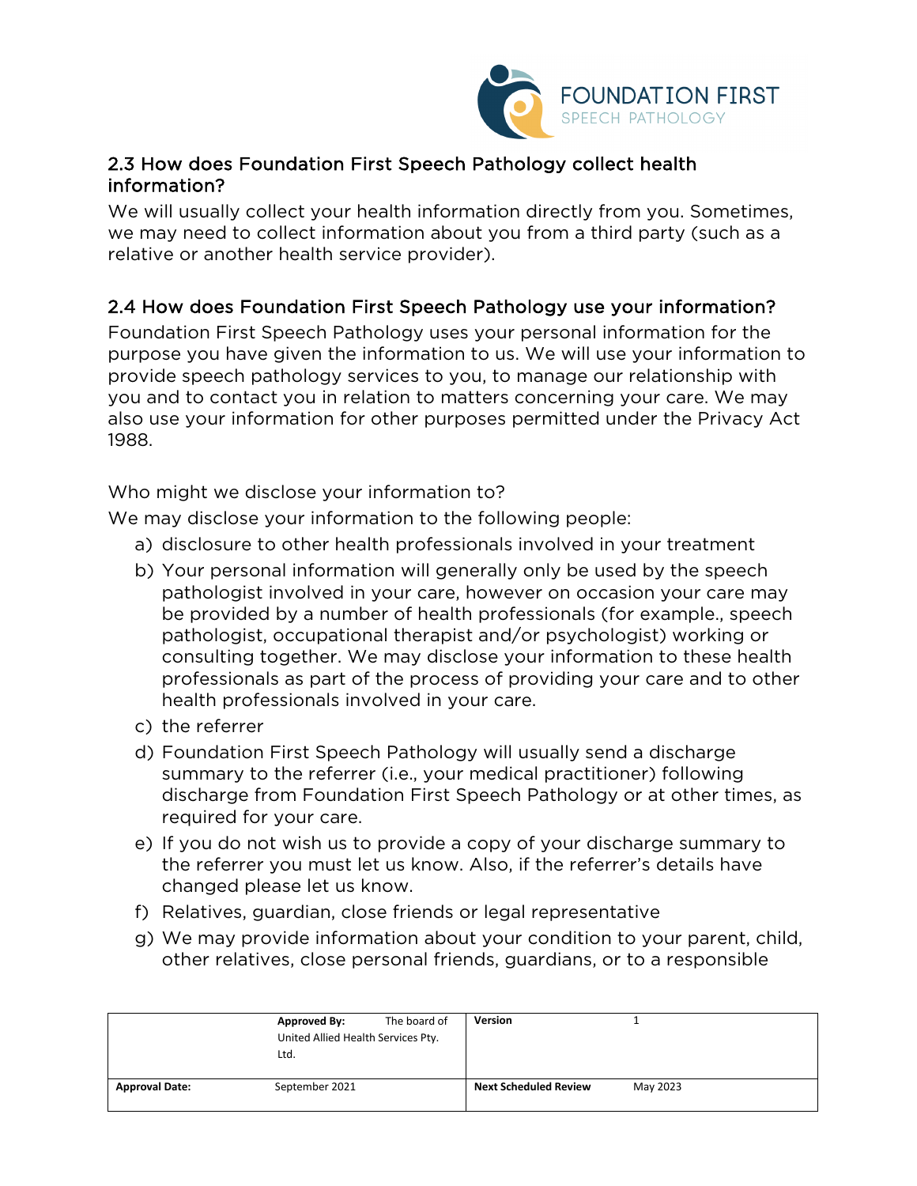## 2.3 How does Foundation First Speech Pathology collect health information?

We will usually collect your health information directly from you. Sometimes, we may need to collect information about you from a third party (such as a relative or another health service provider).

## 2.4 How does Foundation First Speech Pathology use your information?

Foundation First Speech Pathology uses your personal information for the purpose you have given the information to us. We will use your information to provide speech pathology services to you, to manage our relationship with you and to contact you in relation to matters concerning your care. We may also use your information for other purposes permitted under the Privacy Act 1988.

Who might we disclose your information to?

We may disclose your information to the following people:

a) disclosure to other health professionals involved in your treatment
b) Your personal information will generally only be used by the speech pathologist involved in your care, however on occasion your care may be provided by a number of health professionals (for example., speech pathologist, occupational therapist and/or psychologist) working or consulting together. We may disclose your information to these health professionals as part of the process of providing your care and to other health professionals involved in your care.
c) the referrer
d) Foundation First Speech Pathology will usually send a discharge summary to the referrer (i.e., your medical practitioner) following discharge from Foundation First Speech Pathology or at other times, as required for your care.
e) If you do not wish us to provide a copy of your discharge summary to the referrer you must let us know. Also, if the referrer's details have changed please let us know.
f) Relatives, guardian, close friends or legal representative
g) We may provide information about your condition to your parent, child, other relatives, close personal friends, guardians, or to a responsible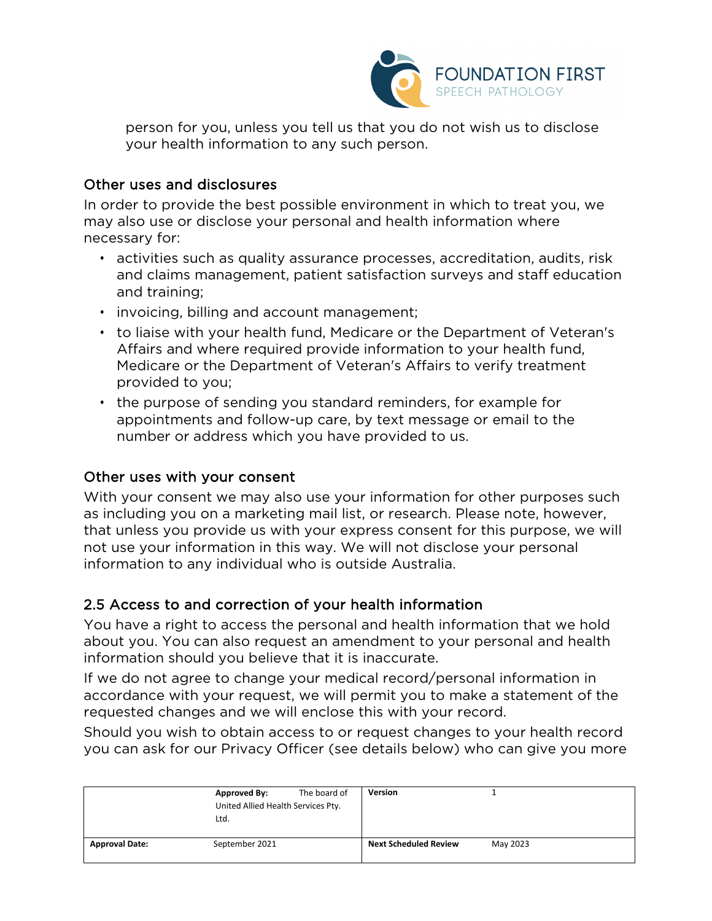person for you, unless you tell us that you do not wish us to disclose your health information to any such person.

### Other uses and disclosures

In order to provide the best possible environment in which to treat you, we may also use or disclose your personal and health information where necessary for:

- activities such as quality assurance processes, accreditation, audits, risk and claims management, patient satisfaction surveys and staff education and training;
- invoicing, billing and account management;
- to liaise with your health fund, Medicare or the Department of Veteran's Affairs and where required provide information to your health fund, Medicare or the Department of Veteran's Affairs to verify treatment provided to you;
- the purpose of sending you standard reminders, for example for appointments and follow-up care, by text message or email to the number or address which you have provided to us.

### Other uses with your consent

With your consent we may also use your information for other purposes such as including you on a marketing mail list, or research. Please note, however, that unless you provide us with your express consent for this purpose, we will not use your information in this way. We will not disclose your personal information to any individual who is outside Australia.

## 2.5 Access to and correction of your health information

You have a right to access the personal and health information that we hold about you. You can also request an amendment to your personal and health information should you believe that it is inaccurate.

If we do not agree to change your medical record/personal information in accordance with your request, we will permit you to make a statement of the requested changes and we will enclose this with your record.

Should you wish to obtain access to or request changes to your health record you can ask for our Privacy Officer (see details below) who can give you more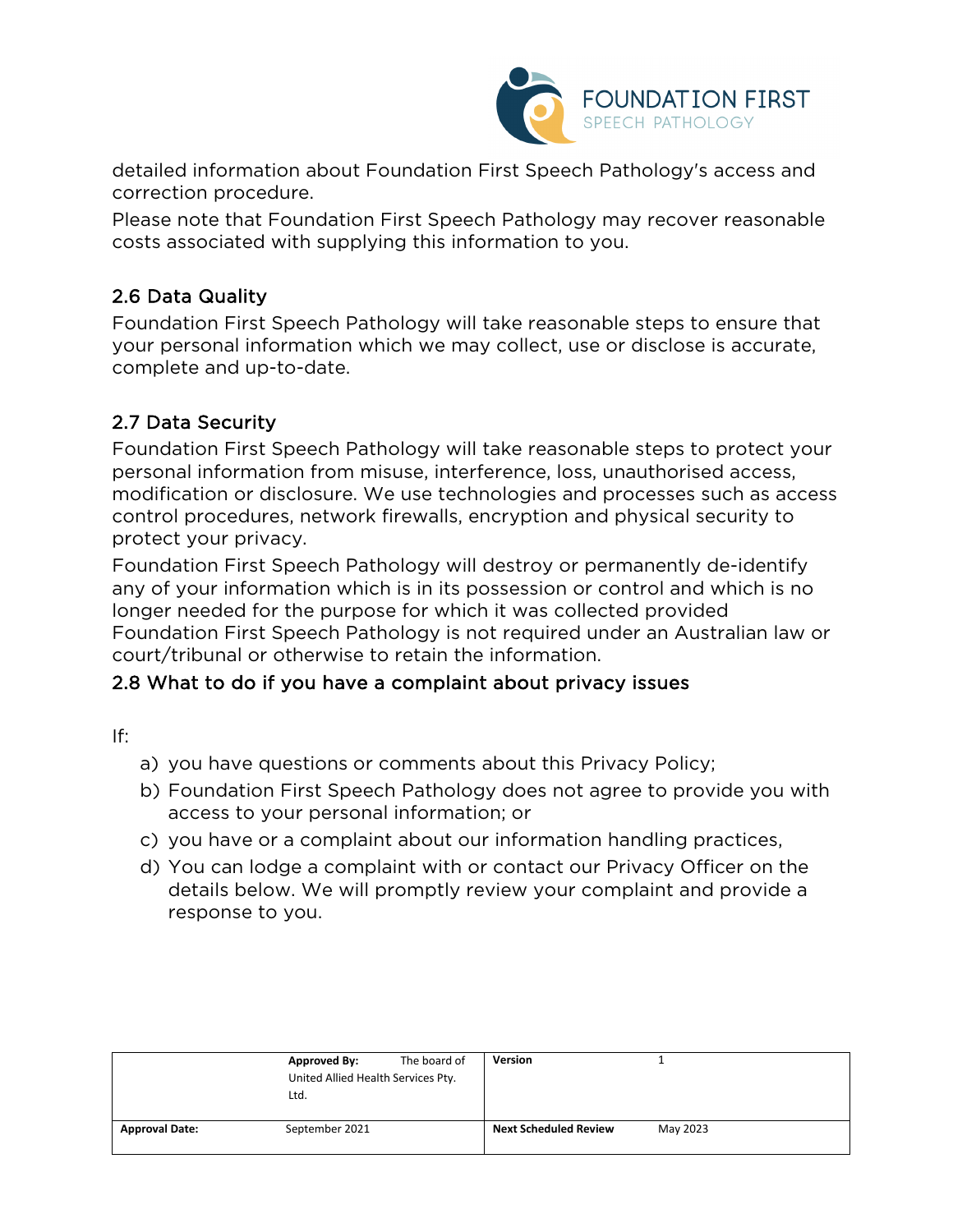detailed information about Foundation First Speech Pathology's access and correction procedure.

Please note that Foundation First Speech Pathology may recover reasonable costs associated with supplying this information to you.

## 2.6 Data Quality

Foundation First Speech Pathology will take reasonable steps to ensure that your personal information which we may collect, use or disclose is accurate, complete and up-to-date.

## 2.7 Data Security

Foundation First Speech Pathology will take reasonable steps to protect your personal information from misuse, interference, loss, unauthorised access, modification or disclosure. We use technologies and processes such as access control procedures, network firewalls, encryption and physical security to protect your privacy.

Foundation First Speech Pathology will destroy or permanently de-identify any of your information which is in its possession or control and which is no longer needed for the purpose for which it was collected provided Foundation First Speech Pathology is not required under an Australian law or court/tribunal or otherwise to retain the information.

## 2.8 What to do if you have a complaint about privacy issues

If:

a) you have questions or comments about this Privacy Policy;
b) Foundation First Speech Pathology does not agree to provide you with access to your personal information; or
c) you have or a complaint about our information handling practices,
d) You can lodge a complaint with or contact our Privacy Officer on the details below. We will promptly review your complaint and provide a response to you.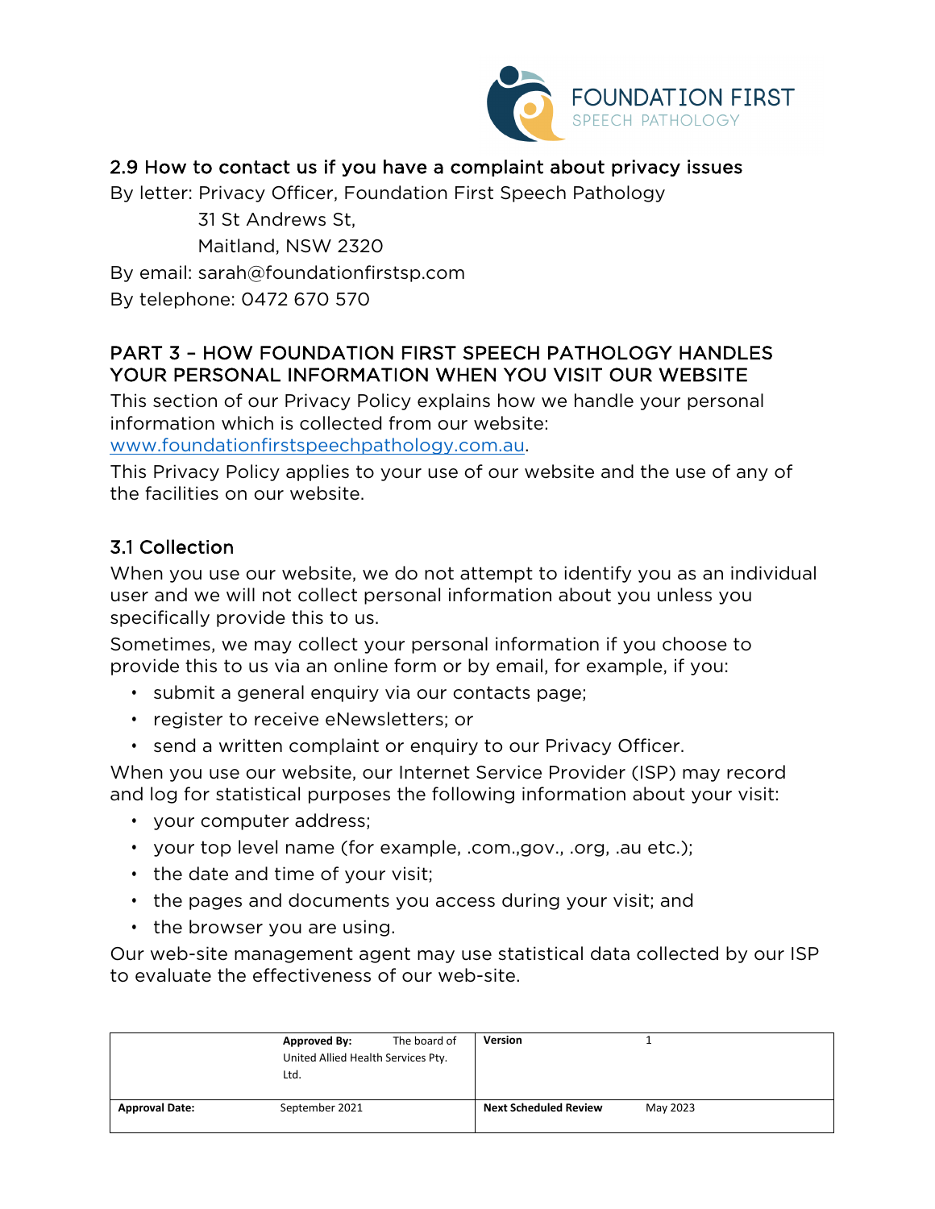### 2.9 How to contact us if you have a complaint about privacy issues

By letter: Privacy Officer, Foundation First Speech Pathology
31 St Andrews St,
Maitland, NSW 2320

By email: sarah@foundationfirstsp.com

By telephone: 0472 670 570

## PART 3 – HOW FOUNDATION FIRST SPEECH PATHOLOGY HANDLES YOUR PERSONAL INFORMATION WHEN YOU VISIT OUR WEBSITE

This section of our Privacy Policy explains how we handle your personal information which is collected from our website: www.foundationfirstspeechpathology.com.au.

This Privacy Policy applies to your use of our website and the use of any of the facilities on our website.

### 3.1 Collection

When you use our website, we do not attempt to identify you as an individual user and we will not collect personal information about you unless you specifically provide this to us.

Sometimes, we may collect your personal information if you choose to provide this to us via an online form or by email, for example, if you:

- submit a general enquiry via our contacts page;
- register to receive eNewsletters; or
- send a written complaint or enquiry to our Privacy Officer.

When you use our website, our Internet Service Provider (ISP) may record and log for statistical purposes the following information about your visit:

- your computer address;
- your top level name (for example, .com.,gov., .org, .au etc.);
- the date and time of your visit;
- the pages and documents you access during your visit; and
- the browser you are using.

Our web-site management agent may use statistical data collected by our ISP to evaluate the effectiveness of our web-site.

| | **Approved By:** The board of United Allied Health Services Pty. Ltd. | **Version** | 1 |
|---|---|---|---|
| **Approval Date:** | September 2021 | **Next Scheduled Review** | May 2023 |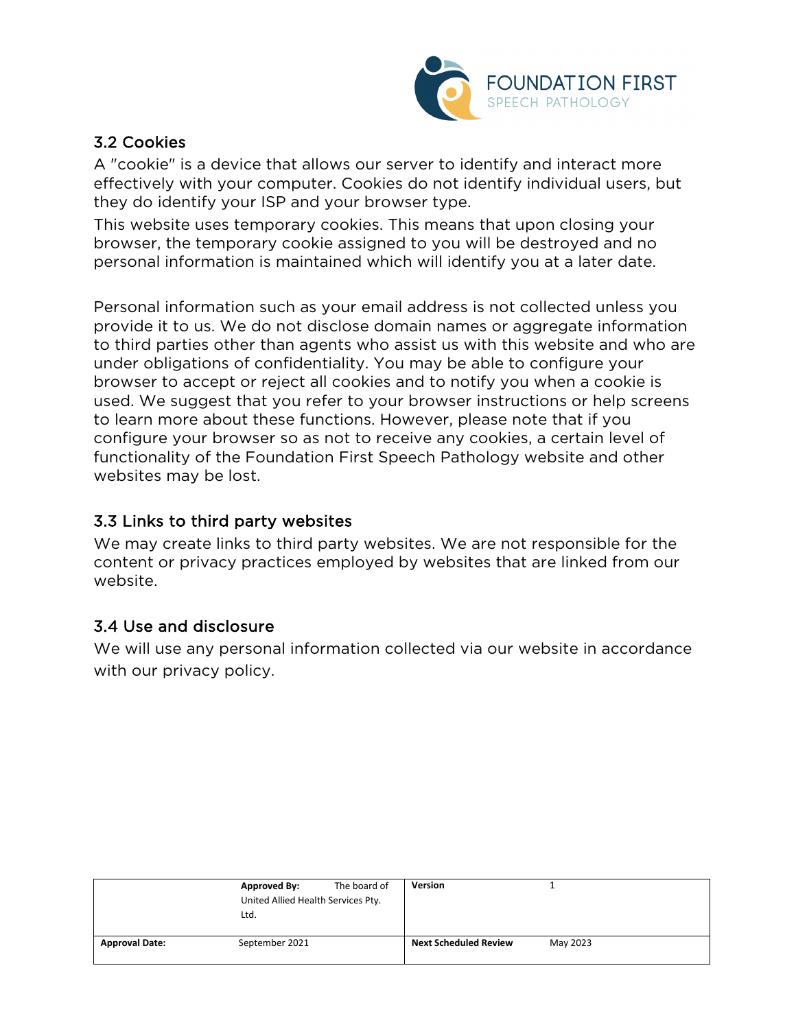### 3.2 Cookies

A "cookie" is a device that allows our server to identify and interact more effectively with your computer. Cookies do not identify individual users, but they do identify your ISP and your browser type.

This website uses temporary cookies. This means that upon closing your browser, the temporary cookie assigned to you will be destroyed and no personal information is maintained which will identify you at a later date.

Personal information such as your email address is not collected unless you provide it to us. We do not disclose domain names or aggregate information to third parties other than agents who assist us with this website and who are under obligations of confidentiality. You may be able to configure your browser to accept or reject all cookies and to notify you when a cookie is used. We suggest that you refer to your browser instructions or help screens to learn more about these functions. However, please note that if you configure your browser so as not to receive any cookies, a certain level of functionality of the Foundation First Speech Pathology website and other websites may be lost.

### 3.3 Links to third party websites

We may create links to third party websites. We are not responsible for the content or privacy practices employed by websites that are linked from our website.

### 3.4 Use and disclosure

We will use any personal information collected via our website in accordance with our privacy policy.